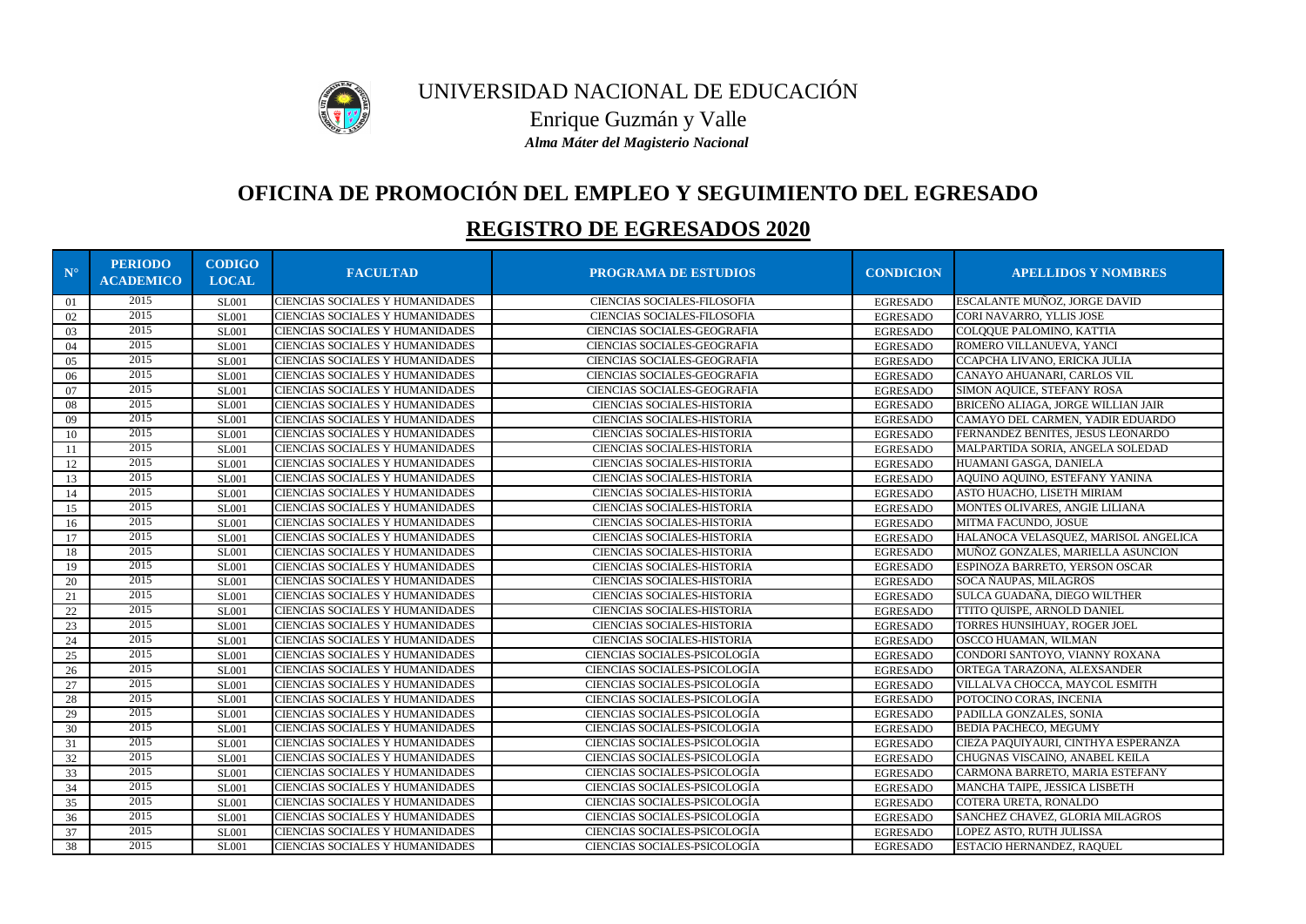UNIVERSIDAD NACIONAL DE EDUCACIÓN

Enrique Guzmán y Valle

*Alma Máter del Magisterio Nacional*

## OFICINA DE PROMOCIÓN DEL EMPLEO Y SEGUIMIENTO DEL EGRESADO

## REGISTRO DE EGRESADOS 2020

| N° | PERIODO ACADEMICO | CODIGO LOCAL | FACULTAD | PROGRAMA DE ESTUDIOS | CONDICION | APELLIDOS Y NOMBRES |
|---|---|---|---|---|---|---|
| 01 | 2015 | SL001 | CIENCIAS SOCIALES Y HUMANIDADES | CIENCIAS SOCIALES-FILOSOFIA | EGRESADO | ESCALANTE MUÑOZ, JORGE DAVID |
| 02 | 2015 | SL001 | CIENCIAS SOCIALES Y HUMANIDADES | CIENCIAS SOCIALES-FILOSOFIA | EGRESADO | CORI NAVARRO, YLLIS JOSE |
| 03 | 2015 | SL001 | CIENCIAS SOCIALES Y HUMANIDADES | CIENCIAS SOCIALES-GEOGRAFIA | EGRESADO | COLQQUE PALOMINO, KATTIA |
| 04 | 2015 | SL001 | CIENCIAS SOCIALES Y HUMANIDADES | CIENCIAS SOCIALES-GEOGRAFIA | EGRESADO | ROMERO VILLANUEVA, YANCI |
| 05 | 2015 | SL001 | CIENCIAS SOCIALES Y HUMANIDADES | CIENCIAS SOCIALES-GEOGRAFIA | EGRESADO | CCAPCHA LIVANO, ERICKA JULIA |
| 06 | 2015 | SL001 | CIENCIAS SOCIALES Y HUMANIDADES | CIENCIAS SOCIALES-GEOGRAFIA | EGRESADO | CANAYO AHUANARI, CARLOS VIL |
| 07 | 2015 | SL001 | CIENCIAS SOCIALES Y HUMANIDADES | CIENCIAS SOCIALES-GEOGRAFIA | EGRESADO | SIMON AQUICE, STEFANY ROSA |
| 08 | 2015 | SL001 | CIENCIAS SOCIALES Y HUMANIDADES | CIENCIAS SOCIALES-HISTORIA | EGRESADO | BRICEÑO ALIAGA, JORGE WILLIAN JAIR |
| 09 | 2015 | SL001 | CIENCIAS SOCIALES Y HUMANIDADES | CIENCIAS SOCIALES-HISTORIA | EGRESADO | CAMAYO DEL CARMEN, YADIR EDUARDO |
| 10 | 2015 | SL001 | CIENCIAS SOCIALES Y HUMANIDADES | CIENCIAS SOCIALES-HISTORIA | EGRESADO | FERNANDEZ BENITES, JESUS LEONARDO |
| 11 | 2015 | SL001 | CIENCIAS SOCIALES Y HUMANIDADES | CIENCIAS SOCIALES-HISTORIA | EGRESADO | MALPARTIDA SORIA, ANGELA SOLEDAD |
| 12 | 2015 | SL001 | CIENCIAS SOCIALES Y HUMANIDADES | CIENCIAS SOCIALES-HISTORIA | EGRESADO | HUAMANI GASGA, DANIELA |
| 13 | 2015 | SL001 | CIENCIAS SOCIALES Y HUMANIDADES | CIENCIAS SOCIALES-HISTORIA | EGRESADO | AQUINO AQUINO, ESTEFANY YANINA |
| 14 | 2015 | SL001 | CIENCIAS SOCIALES Y HUMANIDADES | CIENCIAS SOCIALES-HISTORIA | EGRESADO | ASTO HUACHO, LISETH MIRIAM |
| 15 | 2015 | SL001 | CIENCIAS SOCIALES Y HUMANIDADES | CIENCIAS SOCIALES-HISTORIA | EGRESADO | MONTES OLIVARES, ANGIE LILIANA |
| 16 | 2015 | SL001 | CIENCIAS SOCIALES Y HUMANIDADES | CIENCIAS SOCIALES-HISTORIA | EGRESADO | MITMA FACUNDO, JOSUE |
| 17 | 2015 | SL001 | CIENCIAS SOCIALES Y HUMANIDADES | CIENCIAS SOCIALES-HISTORIA | EGRESADO | HALANOCA VELASQUEZ, MARISOL ANGELICA |
| 18 | 2015 | SL001 | CIENCIAS SOCIALES Y HUMANIDADES | CIENCIAS SOCIALES-HISTORIA | EGRESADO | MUÑOZ GONZALES, MARIELLA ASUNCION |
| 19 | 2015 | SL001 | CIENCIAS SOCIALES Y HUMANIDADES | CIENCIAS SOCIALES-HISTORIA | EGRESADO | ESPINOZA BARRETO, YERSON OSCAR |
| 20 | 2015 | SL001 | CIENCIAS SOCIALES Y HUMANIDADES | CIENCIAS SOCIALES-HISTORIA | EGRESADO | SOCA ÑAUPAS, MILAGROS |
| 21 | 2015 | SL001 | CIENCIAS SOCIALES Y HUMANIDADES | CIENCIAS SOCIALES-HISTORIA | EGRESADO | SULCA GUADAÑA, DIEGO WILTHER |
| 22 | 2015 | SL001 | CIENCIAS SOCIALES Y HUMANIDADES | CIENCIAS SOCIALES-HISTORIA | EGRESADO | TTITO QUISPE, ARNOLD DANIEL |
| 23 | 2015 | SL001 | CIENCIAS SOCIALES Y HUMANIDADES | CIENCIAS SOCIALES-HISTORIA | EGRESADO | TORRES HUNSIHUAY, ROGER JOEL |
| 24 | 2015 | SL001 | CIENCIAS SOCIALES Y HUMANIDADES | CIENCIAS SOCIALES-HISTORIA | EGRESADO | OSCCO HUAMAN, WILMAN |
| 25 | 2015 | SL001 | CIENCIAS SOCIALES Y HUMANIDADES | CIENCIAS SOCIALES-PSICOLOGÍA | EGRESADO | CONDORI SANTOYO, VIANNY ROXANA |
| 26 | 2015 | SL001 | CIENCIAS SOCIALES Y HUMANIDADES | CIENCIAS SOCIALES-PSICOLOGÍA | EGRESADO | ORTEGA TARAZONA, ALEXSANDER |
| 27 | 2015 | SL001 | CIENCIAS SOCIALES Y HUMANIDADES | CIENCIAS SOCIALES-PSICOLOGÍA | EGRESADO | VILLALVA CHOCCA, MAYCOL ESMITH |
| 28 | 2015 | SL001 | CIENCIAS SOCIALES Y HUMANIDADES | CIENCIAS SOCIALES-PSICOLOGÍA | EGRESADO | POTOCINO CORAS, INCENIA |
| 29 | 2015 | SL001 | CIENCIAS SOCIALES Y HUMANIDADES | CIENCIAS SOCIALES-PSICOLOGÍA | EGRESADO | PADILLA GONZALES, SONIA |
| 30 | 2015 | SL001 | CIENCIAS SOCIALES Y HUMANIDADES | CIENCIAS SOCIALES-PSICOLOGÍA | EGRESADO | BEDIA PACHECO, MEGUMY |
| 31 | 2015 | SL001 | CIENCIAS SOCIALES Y HUMANIDADES | CIENCIAS SOCIALES-PSICOLOGÍA | EGRESADO | CIEZA PAQUIYAURI, CINTHYA ESPERANZA |
| 32 | 2015 | SL001 | CIENCIAS SOCIALES Y HUMANIDADES | CIENCIAS SOCIALES-PSICOLOGÍA | EGRESADO | CHUGNAS VISCAINO, ANABEL KEILA |
| 33 | 2015 | SL001 | CIENCIAS SOCIALES Y HUMANIDADES | CIENCIAS SOCIALES-PSICOLOGÍA | EGRESADO | CARMONA BARRETO, MARIA ESTEFANY |
| 34 | 2015 | SL001 | CIENCIAS SOCIALES Y HUMANIDADES | CIENCIAS SOCIALES-PSICOLOGÍA | EGRESADO | MANCHA TAIPE, JESSICA LISBETH |
| 35 | 2015 | SL001 | CIENCIAS SOCIALES Y HUMANIDADES | CIENCIAS SOCIALES-PSICOLOGÍA | EGRESADO | COTERA URETA, RONALDO |
| 36 | 2015 | SL001 | CIENCIAS SOCIALES Y HUMANIDADES | CIENCIAS SOCIALES-PSICOLOGÍA | EGRESADO | SANCHEZ CHAVEZ, GLORIA MILAGROS |
| 37 | 2015 | SL001 | CIENCIAS SOCIALES Y HUMANIDADES | CIENCIAS SOCIALES-PSICOLOGÍA | EGRESADO | LOPEZ ASTO, RUTH JULISSA |
| 38 | 2015 | SL001 | CIENCIAS SOCIALES Y HUMANIDADES | CIENCIAS SOCIALES-PSICOLOGÍA | EGRESADO | ESTACIO HERNANDEZ, RAQUEL |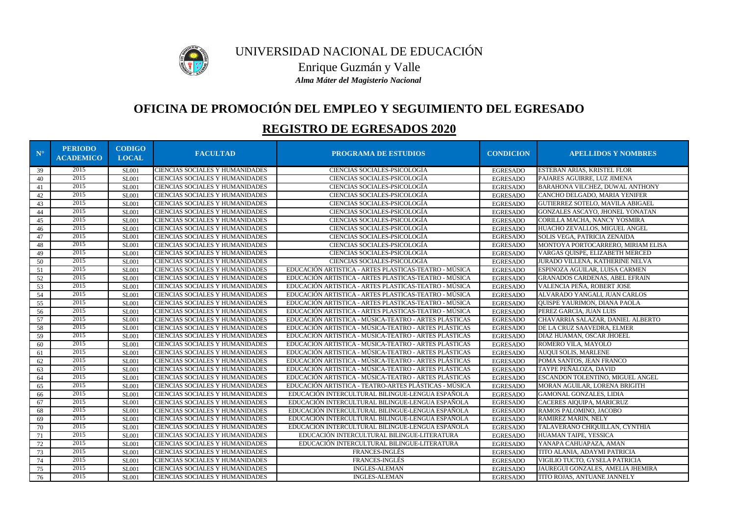# UNIVERSIDAD NACIONAL DE EDUCACIÓN

Enrique Guzmán y Valle

*Alma Máter del Magisterio Nacional*

## OFICINA DE PROMOCIÓN DEL EMPLEO Y SEGUIMIENTO DEL EGRESADO

## REGISTRO DE EGRESADOS 2020

| N° | PERIODO ACADEMICO | CODIGO LOCAL | FACULTAD | PROGRAMA DE ESTUDIOS | CONDICION | APELLIDOS Y NOMBRES |
|---|---|---|---|---|---|---|
| 39 | 2015 | SL001 | CIENCIAS SOCIALES Y HUMANIDADES | CIENCIAS SOCIALES-PSICOLOGÍA | EGRESADO | ESTEBAN ARIAS, KRISTEL FLOR |
| 40 | 2015 | SL001 | CIENCIAS SOCIALES Y HUMANIDADES | CIENCIAS SOCIALES-PSICOLOGÍA | EGRESADO | PAJARES AGUIRRE, LUZ JIMENA |
| 41 | 2015 | SL001 | CIENCIAS SOCIALES Y HUMANIDADES | CIENCIAS SOCIALES-PSICOLOGÍA | EGRESADO | BARAHONA VILCHEZ, DUWAL ANTHONY |
| 42 | 2015 | SL001 | CIENCIAS SOCIALES Y HUMANIDADES | CIENCIAS SOCIALES-PSICOLOGÍA | EGRESADO | CANCHO DELGADO, MARIA YENIFER |
| 43 | 2015 | SL001 | CIENCIAS SOCIALES Y HUMANIDADES | CIENCIAS SOCIALES-PSICOLOGÍA | EGRESADO | GUTIERREZ SOTELO, MAVILA ABIGAEL |
| 44 | 2015 | SL001 | CIENCIAS SOCIALES Y HUMANIDADES | CIENCIAS SOCIALES-PSICOLOGÍA | EGRESADO | GONZALES ASCAYO, JHONEL YONATAN |
| 45 | 2015 | SL001 | CIENCIAS SOCIALES Y HUMANIDADES | CIENCIAS SOCIALES-PSICOLOGÍA | EGRESADO | CORILLA MACHA, NANCY YOSMIRA |
| 46 | 2015 | SL001 | CIENCIAS SOCIALES Y HUMANIDADES | CIENCIAS SOCIALES-PSICOLOGÍA | EGRESADO | HUACHO ZEVALLOS, MIGUEL ANGEL |
| 47 | 2015 | SL001 | CIENCIAS SOCIALES Y HUMANIDADES | CIENCIAS SOCIALES-PSICOLOGÍA | EGRESADO | SOLIS VEGA, PATRICIA ZENAIDA |
| 48 | 2015 | SL001 | CIENCIAS SOCIALES Y HUMANIDADES | CIENCIAS SOCIALES-PSICOLOGÍA | EGRESADO | MONTOYA PORTOCARRERO, MIRIAM ELISA |
| 49 | 2015 | SL001 | CIENCIAS SOCIALES Y HUMANIDADES | CIENCIAS SOCIALES-PSICOLOGÍA | EGRESADO | VARGAS QUISPE, ELIZABETH MERCED |
| 50 | 2015 | SL001 | CIENCIAS SOCIALES Y HUMANIDADES | CIENCIAS SOCIALES-PSICOLOGÍA | EGRESADO | JURADO VILLENA, KATHERINE NELVA |
| 51 | 2015 | SL001 | CIENCIAS SOCIALES Y HUMANIDADES | EDUCACIÓN ARTISTICA - ARTES PLASTICAS-TEATRO - MÚSICA | EGRESADO | ESPINOZA AGUILAR, LUISA CARMEN |
| 52 | 2015 | SL001 | CIENCIAS SOCIALES Y HUMANIDADES | EDUCACIÓN ARTISTICA - ARTES PLASTICAS-TEATRO - MÚSICA | EGRESADO | GRANADOS CARDENAS, ABEL EFRAIN |
| 53 | 2015 | SL001 | CIENCIAS SOCIALES Y HUMANIDADES | EDUCACIÓN ARTISTICA - ARTES PLASTICAS-TEATRO - MÚSICA | EGRESADO | VALENCIA PEÑA, ROBERT JOSE |
| 54 | 2015 | SL001 | CIENCIAS SOCIALES Y HUMANIDADES | EDUCACIÓN ARTISTICA - ARTES PLASTICAS-TEATRO - MÚSICA | EGRESADO | ALVARADO YANGALI, JUAN CARLOS |
| 55 | 2015 | SL001 | CIENCIAS SOCIALES Y HUMANIDADES | EDUCACIÓN ARTISTICA - ARTES PLASTICAS-TEATRO - MÚSICA | EGRESADO | QUISPE YAURIMON, DIANA PAOLA |
| 56 | 2015 | SL001 | CIENCIAS SOCIALES Y HUMANIDADES | EDUCACIÓN ARTISTICA - ARTES PLASTICAS-TEATRO - MÚSICA | EGRESADO | PEREZ GARCIA, JUAN LUIS |
| 57 | 2015 | SL001 | CIENCIAS SOCIALES Y HUMANIDADES | EDUCACIÓN ARTISTICA - MÚSICA-TEATRO - ARTES PLÁSTICAS | EGRESADO | CHAVARRIA SALAZAR, DANIEL ALBERTO |
| 58 | 2015 | SL001 | CIENCIAS SOCIALES Y HUMANIDADES | EDUCACIÓN ARTISTICA - MÚSICA-TEATRO - ARTES PLÁSTICAS | EGRESADO | DE LA CRUZ SAAVEDRA, ELMER |
| 59 | 2015 | SL001 | CIENCIAS SOCIALES Y HUMANIDADES | EDUCACIÓN ARTISTICA - MÚSICA-TEATRO - ARTES PLÁSTICAS | EGRESADO | DIAZ HUAMAN, OSCAR JHOEEL |
| 60 | 2015 | SL001 | CIENCIAS SOCIALES Y HUMANIDADES | EDUCACIÓN ARTISTICA - MÚSICA-TEATRO - ARTES PLÁSTICAS | EGRESADO | ROMERO VILA, MAYOLO |
| 61 | 2015 | SL001 | CIENCIAS SOCIALES Y HUMANIDADES | EDUCACIÓN ARTISTICA - MÚSICA-TEATRO - ARTES PLÁSTICAS | EGRESADO | AUQUI SOLIS, MARLENE |
| 62 | 2015 | SL001 | CIENCIAS SOCIALES Y HUMANIDADES | EDUCACIÓN ARTISTICA - MÚSICA-TEATRO - ARTES PLÁSTICAS | EGRESADO | POMA SANTOS, JEAN FRANCO |
| 63 | 2015 | SL001 | CIENCIAS SOCIALES Y HUMANIDADES | EDUCACIÓN ARTISTICA - MÚSICA-TEATRO - ARTES PLÁSTICAS | EGRESADO | TAYPE PEÑALOZA, DAVID |
| 64 | 2015 | SL001 | CIENCIAS SOCIALES Y HUMANIDADES | EDUCACIÓN ARTISTICA - MÚSICA-TEATRO - ARTES PLÁSTICAS | EGRESADO | ESCANDON TOLENTINO, MIGUEL ANGEL |
| 65 | 2015 | SL001 | CIENCIAS SOCIALES Y HUMANIDADES | EDUCACIÓN ARTISTICA - TEATRO-ARTES PLÁSTICAS - MÚSICA | EGRESADO | MORAN AGUILAR, LORENA BRIGITH |
| 66 | 2015 | SL001 | CIENCIAS SOCIALES Y HUMANIDADES | EDUCACIÓN INTERCULTURAL BILINGUE-LENGUA ESPAÑOLA | EGRESADO | GAMONAL GONZALES, LIDIA |
| 67 | 2015 | SL001 | CIENCIAS SOCIALES Y HUMANIDADES | EDUCACIÓN INTERCULTURAL BILINGUE-LENGUA ESPAÑOLA | EGRESADO | CACERES AIQUIPA, MARICRUZ |
| 68 | 2015 | SL001 | CIENCIAS SOCIALES Y HUMANIDADES | EDUCACIÓN INTERCULTURAL BILINGUE-LENGUA ESPAÑOLA | EGRESADO | RAMOS PALOMINO, JACOBO |
| 69 | 2015 | SL001 | CIENCIAS SOCIALES Y HUMANIDADES | EDUCACIÓN INTERCULTURAL BILINGUE-LENGUA ESPAÑOLA | EGRESADO | RAMIREZ MARIN, NELY |
| 70 | 2015 | SL001 | CIENCIAS SOCIALES Y HUMANIDADES | EDUCACIÓN INTERCULTURAL BILINGUE-LENGUA ESPAÑOLA | EGRESADO | TALAVERANO CHIQUILLAN, CYNTHIA |
| 71 | 2015 | SL001 | CIENCIAS SOCIALES Y HUMANIDADES | EDUCACIÓN INTERCULTURAL BILINGUE-LITERATURA | EGRESADO | HUAMAN TAIPE, YESSICA |
| 72 | 2015 | SL001 | CIENCIAS SOCIALES Y HUMANIDADES | EDUCACIÓN INTERCULTURAL BILINGUE-LITERATURA | EGRESADO | YANAPA CAHUAPAZA, AMAN |
| 73 | 2015 | SL001 | CIENCIAS SOCIALES Y HUMANIDADES | FRANCES-INGLÉS | EGRESADO | TITO ALANIA, ADAYMI PATRICIA |
| 74 | 2015 | SL001 | CIENCIAS SOCIALES Y HUMANIDADES | FRANCES-INGLÉS | EGRESADO | VIGILIO TUCTO, GYSELA PATRICIA |
| 75 | 2015 | SL001 | CIENCIAS SOCIALES Y HUMANIDADES | INGLES-ALEMAN | EGRESADO | JAUREGUI GONZALES, AMELIA JHEMIRA |
| 76 | 2015 | SL001 | CIENCIAS SOCIALES Y HUMANIDADES | INGLES-ALEMAN | EGRESADO | TITO ROJAS, ANTUANE JANNELY |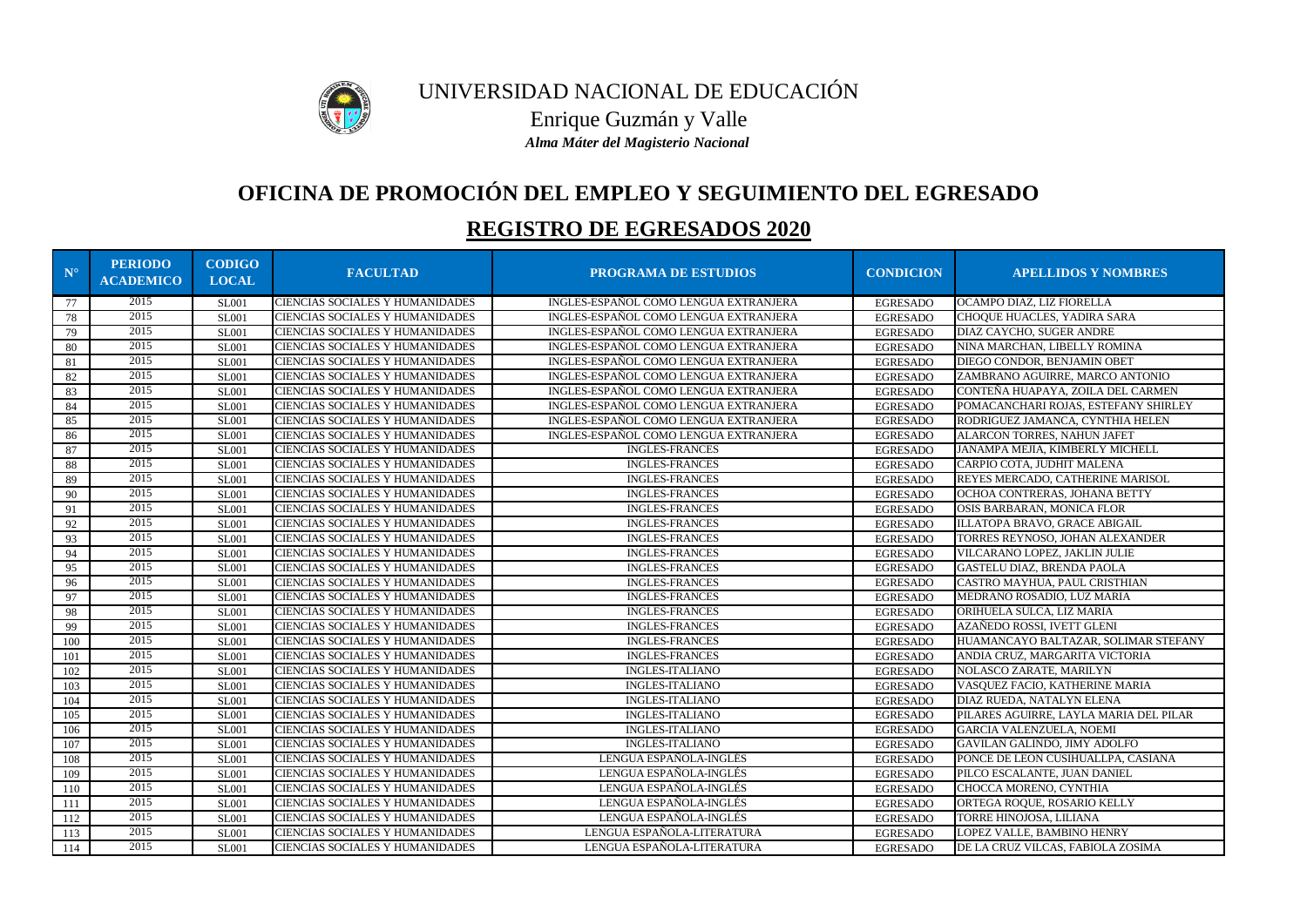UNIVERSIDAD NACIONAL DE EDUCACIÓN

Enrique Guzmán y Valle

*Alma Máter del Magisterio Nacional*

## OFICINA DE PROMOCIÓN DEL EMPLEO Y SEGUIMIENTO DEL EGRESADO

## REGISTRO DE EGRESADOS 2020

| N° | PERIODO ACADEMICO | CODIGO LOCAL | FACULTAD | PROGRAMA DE ESTUDIOS | CONDICION | APELLIDOS Y NOMBRES |
|---|---|---|---|---|---|---|
| 77 | 2015 | SL001 | CIENCIAS SOCIALES Y HUMANIDADES | INGLES-ESPAÑOL COMO LENGUA EXTRANJERA | EGRESADO | OCAMPO DIAZ, LIZ FIORELLA |
| 78 | 2015 | SL001 | CIENCIAS SOCIALES Y HUMANIDADES | INGLES-ESPAÑOL COMO LENGUA EXTRANJERA | EGRESADO | CHOQUE HUACLES, YADIRA SARA |
| 79 | 2015 | SL001 | CIENCIAS SOCIALES Y HUMANIDADES | INGLES-ESPAÑOL COMO LENGUA EXTRANJERA | EGRESADO | DIAZ CAYCHO, SUGER ANDRE |
| 80 | 2015 | SL001 | CIENCIAS SOCIALES Y HUMANIDADES | INGLES-ESPAÑOL COMO LENGUA EXTRANJERA | EGRESADO | NINA MARCHAN, LIBELLY ROMINA |
| 81 | 2015 | SL001 | CIENCIAS SOCIALES Y HUMANIDADES | INGLES-ESPAÑOL COMO LENGUA EXTRANJERA | EGRESADO | DIEGO CONDOR, BENJAMIN OBET |
| 82 | 2015 | SL001 | CIENCIAS SOCIALES Y HUMANIDADES | INGLES-ESPAÑOL COMO LENGUA EXTRANJERA | EGRESADO | ZAMBRANO AGUIRRE, MARCO ANTONIO |
| 83 | 2015 | SL001 | CIENCIAS SOCIALES Y HUMANIDADES | INGLES-ESPAÑOL COMO LENGUA EXTRANJERA | EGRESADO | CONTEÑA HUAPAYA, ZOILA DEL CARMEN |
| 84 | 2015 | SL001 | CIENCIAS SOCIALES Y HUMANIDADES | INGLES-ESPAÑOL COMO LENGUA EXTRANJERA | EGRESADO | POMACANCHARI ROJAS, ESTEFANY SHIRLEY |
| 85 | 2015 | SL001 | CIENCIAS SOCIALES Y HUMANIDADES | INGLES-ESPAÑOL COMO LENGUA EXTRANJERA | EGRESADO | RODRIGUEZ JAMANCA, CYNTHIA HELEN |
| 86 | 2015 | SL001 | CIENCIAS SOCIALES Y HUMANIDADES | INGLES-ESPAÑOL COMO LENGUA EXTRANJERA | EGRESADO | ALARCON TORRES, NAHUN JAFET |
| 87 | 2015 | SL001 | CIENCIAS SOCIALES Y HUMANIDADES | INGLES-FRANCES | EGRESADO | JANAMPA MEJIA, KIMBERLY MICHELL |
| 88 | 2015 | SL001 | CIENCIAS SOCIALES Y HUMANIDADES | INGLES-FRANCES | EGRESADO | CARPIO COTA, JUDHIT MALENA |
| 89 | 2015 | SL001 | CIENCIAS SOCIALES Y HUMANIDADES | INGLES-FRANCES | EGRESADO | REYES MERCADO, CATHERINE MARISOL |
| 90 | 2015 | SL001 | CIENCIAS SOCIALES Y HUMANIDADES | INGLES-FRANCES | EGRESADO | OCHOA CONTRERAS, JOHANA BETTY |
| 91 | 2015 | SL001 | CIENCIAS SOCIALES Y HUMANIDADES | INGLES-FRANCES | EGRESADO | OSIS BARBARAN, MONICA FLOR |
| 92 | 2015 | SL001 | CIENCIAS SOCIALES Y HUMANIDADES | INGLES-FRANCES | EGRESADO | ILLATOPA BRAVO, GRACE ABIGAIL |
| 93 | 2015 | SL001 | CIENCIAS SOCIALES Y HUMANIDADES | INGLES-FRANCES | EGRESADO | TORRES REYNOSO, JOHAN ALEXANDER |
| 94 | 2015 | SL001 | CIENCIAS SOCIALES Y HUMANIDADES | INGLES-FRANCES | EGRESADO | VILCARANO LOPEZ, JAKLIN JULIE |
| 95 | 2015 | SL001 | CIENCIAS SOCIALES Y HUMANIDADES | INGLES-FRANCES | EGRESADO | GASTELU DIAZ, BRENDA PAOLA |
| 96 | 2015 | SL001 | CIENCIAS SOCIALES Y HUMANIDADES | INGLES-FRANCES | EGRESADO | CASTRO MAYHUA, PAUL CRISTHIAN |
| 97 | 2015 | SL001 | CIENCIAS SOCIALES Y HUMANIDADES | INGLES-FRANCES | EGRESADO | MEDRANO ROSADIO, LUZ MARIA |
| 98 | 2015 | SL001 | CIENCIAS SOCIALES Y HUMANIDADES | INGLES-FRANCES | EGRESADO | ORIHUELA SULCA, LIZ MARIA |
| 99 | 2015 | SL001 | CIENCIAS SOCIALES Y HUMANIDADES | INGLES-FRANCES | EGRESADO | AZAÑEDO ROSSI, IVETT GLENI |
| 100 | 2015 | SL001 | CIENCIAS SOCIALES Y HUMANIDADES | INGLES-FRANCES | EGRESADO | HUAMANCAYO BALTAZAR, SOLIMAR STEFANY |
| 101 | 2015 | SL001 | CIENCIAS SOCIALES Y HUMANIDADES | INGLES-FRANCES | EGRESADO | ANDIA CRUZ, MARGARITA VICTORIA |
| 102 | 2015 | SL001 | CIENCIAS SOCIALES Y HUMANIDADES | INGLES-ITALIANO | EGRESADO | NOLASCO ZARATE, MARILYN |
| 103 | 2015 | SL001 | CIENCIAS SOCIALES Y HUMANIDADES | INGLES-ITALIANO | EGRESADO | VASQUEZ FACIO, KATHERINE MARIA |
| 104 | 2015 | SL001 | CIENCIAS SOCIALES Y HUMANIDADES | INGLES-ITALIANO | EGRESADO | DIAZ RUEDA, NATALYN ELENA |
| 105 | 2015 | SL001 | CIENCIAS SOCIALES Y HUMANIDADES | INGLES-ITALIANO | EGRESADO | PILARES AGUIRRE, LAYLA MARIA DEL PILAR |
| 106 | 2015 | SL001 | CIENCIAS SOCIALES Y HUMANIDADES | INGLES-ITALIANO | EGRESADO | GARCIA VALENZUELA, NOEMI |
| 107 | 2015 | SL001 | CIENCIAS SOCIALES Y HUMANIDADES | INGLES-ITALIANO | EGRESADO | GAVILAN GALINDO, JIMY ADOLFO |
| 108 | 2015 | SL001 | CIENCIAS SOCIALES Y HUMANIDADES | LENGUA ESPAÑOLA-INGLÉS | EGRESADO | PONCE DE LEON CUSIHUALLPA, CASIANA |
| 109 | 2015 | SL001 | CIENCIAS SOCIALES Y HUMANIDADES | LENGUA ESPAÑOLA-INGLÉS | EGRESADO | PILCO ESCALANTE, JUAN DANIEL |
| 110 | 2015 | SL001 | CIENCIAS SOCIALES Y HUMANIDADES | LENGUA ESPAÑOLA-INGLÉS | EGRESADO | CHOCCA MORENO, CYNTHIA |
| 111 | 2015 | SL001 | CIENCIAS SOCIALES Y HUMANIDADES | LENGUA ESPAÑOLA-INGLÉS | EGRESADO | ORTEGA ROQUE, ROSARIO KELLY |
| 112 | 2015 | SL001 | CIENCIAS SOCIALES Y HUMANIDADES | LENGUA ESPAÑOLA-INGLÉS | EGRESADO | TORRE HINOJOSA, LILIANA |
| 113 | 2015 | SL001 | CIENCIAS SOCIALES Y HUMANIDADES | LENGUA ESPAÑOLA-LITERATURA | EGRESADO | LOPEZ VALLE, BAMBINO HENRY |
| 114 | 2015 | SL001 | CIENCIAS SOCIALES Y HUMANIDADES | LENGUA ESPAÑOLA-LITERATURA | EGRESADO | DE LA CRUZ VILCAS, FABIOLA ZOSIMA |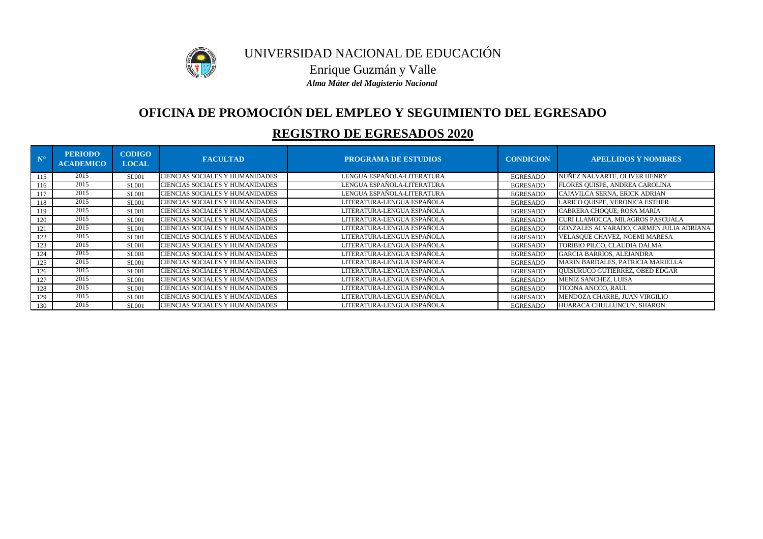UNIVERSIDAD NACIONAL DE EDUCACIÓN

Enrique Guzmán y Valle

*Alma Máter del Magisterio Nacional*

# OFICINA DE PROMOCIÓN DEL EMPLEO Y SEGUIMIENTO DEL EGRESADO

## REGISTRO DE EGRESADOS 2020

| N° | PERIODO ACADEMICO | CODIGO LOCAL | FACULTAD | PROGRAMA DE ESTUDIOS | CONDICION | APELLIDOS Y NOMBRES |
|---|---|---|---|---|---|---|
| 115 | 2015 | SL001 | CIENCIAS SOCIALES Y HUMANIDADES | LENGUA ESPAÑOLA-LITERATURA | EGRESADO | NUÑEZ NALVARTE, OLIVER HENRY |
| 116 | 2015 | SL001 | CIENCIAS SOCIALES Y HUMANIDADES | LENGUA ESPAÑOLA-LITERATURA | EGRESADO | FLORES QUISPE, ANDREA CAROLINA |
| 117 | 2015 | SL001 | CIENCIAS SOCIALES Y HUMANIDADES | LENGUA ESPAÑOLA-LITERATURA | EGRESADO | CAJAVILCA SERNA, ERICK ADRIAN |
| 118 | 2015 | SL001 | CIENCIAS SOCIALES Y HUMANIDADES | LITERATURA-LENGUA ESPAÑOLA | EGRESADO | LARICO QUISPE, VERONICA ESTHER |
| 119 | 2015 | SL001 | CIENCIAS SOCIALES Y HUMANIDADES | LITERATURA-LENGUA ESPAÑOLA | EGRESADO | CABRERA CHOQUE, ROSA MARIA |
| 120 | 2015 | SL001 | CIENCIAS SOCIALES Y HUMANIDADES | LITERATURA-LENGUA ESPAÑOLA | EGRESADO | CURI LLAMOCCA, MILAGROS PASCUALA |
| 121 | 2015 | SL001 | CIENCIAS SOCIALES Y HUMANIDADES | LITERATURA-LENGUA ESPAÑOLA | EGRESADO | GONZALES ALVARADO, CARMEN JULIA ADRIANA |
| 122 | 2015 | SL001 | CIENCIAS SOCIALES Y HUMANIDADES | LITERATURA-LENGUA ESPAÑOLA | EGRESADO | VELASQUE CHAVEZ, NOEMI MARESA |
| 123 | 2015 | SL001 | CIENCIAS SOCIALES Y HUMANIDADES | LITERATURA-LENGUA ESPAÑOLA | EGRESADO | TORIBIO PILCO, CLAUDIA DALMA |
| 124 | 2015 | SL001 | CIENCIAS SOCIALES Y HUMANIDADES | LITERATURA-LENGUA ESPAÑOLA | EGRESADO | GARCIA BARRIOS, ALEJANDRA |
| 125 | 2015 | SL001 | CIENCIAS SOCIALES Y HUMANIDADES | LITERATURA-LENGUA ESPAÑOLA | EGRESADO | MARIN BARDALES, PATRICIA MARIELLA |
| 126 | 2015 | SL001 | CIENCIAS SOCIALES Y HUMANIDADES | LITERATURA-LENGUA ESPAÑOLA | EGRESADO | QUISURUCO GUTIERREZ, OBED EDGAR |
| 127 | 2015 | SL001 | CIENCIAS SOCIALES Y HUMANIDADES | LITERATURA-LENGUA ESPAÑOLA | EGRESADO | MENIZ SANCHEZ, LUISA |
| 128 | 2015 | SL001 | CIENCIAS SOCIALES Y HUMANIDADES | LITERATURA-LENGUA ESPAÑOLA | EGRESADO | TICONA ANCCO, RAUL |
| 129 | 2015 | SL001 | CIENCIAS SOCIALES Y HUMANIDADES | LITERATURA-LENGUA ESPAÑOLA | EGRESADO | MENDOZA CHARRE, JUAN VIRGILIO |
| 130 | 2015 | SL001 | CIENCIAS SOCIALES Y HUMANIDADES | LITERATURA-LENGUA ESPAÑOLA | EGRESADO | HUARACA CHULLUNCUY, SHARON |